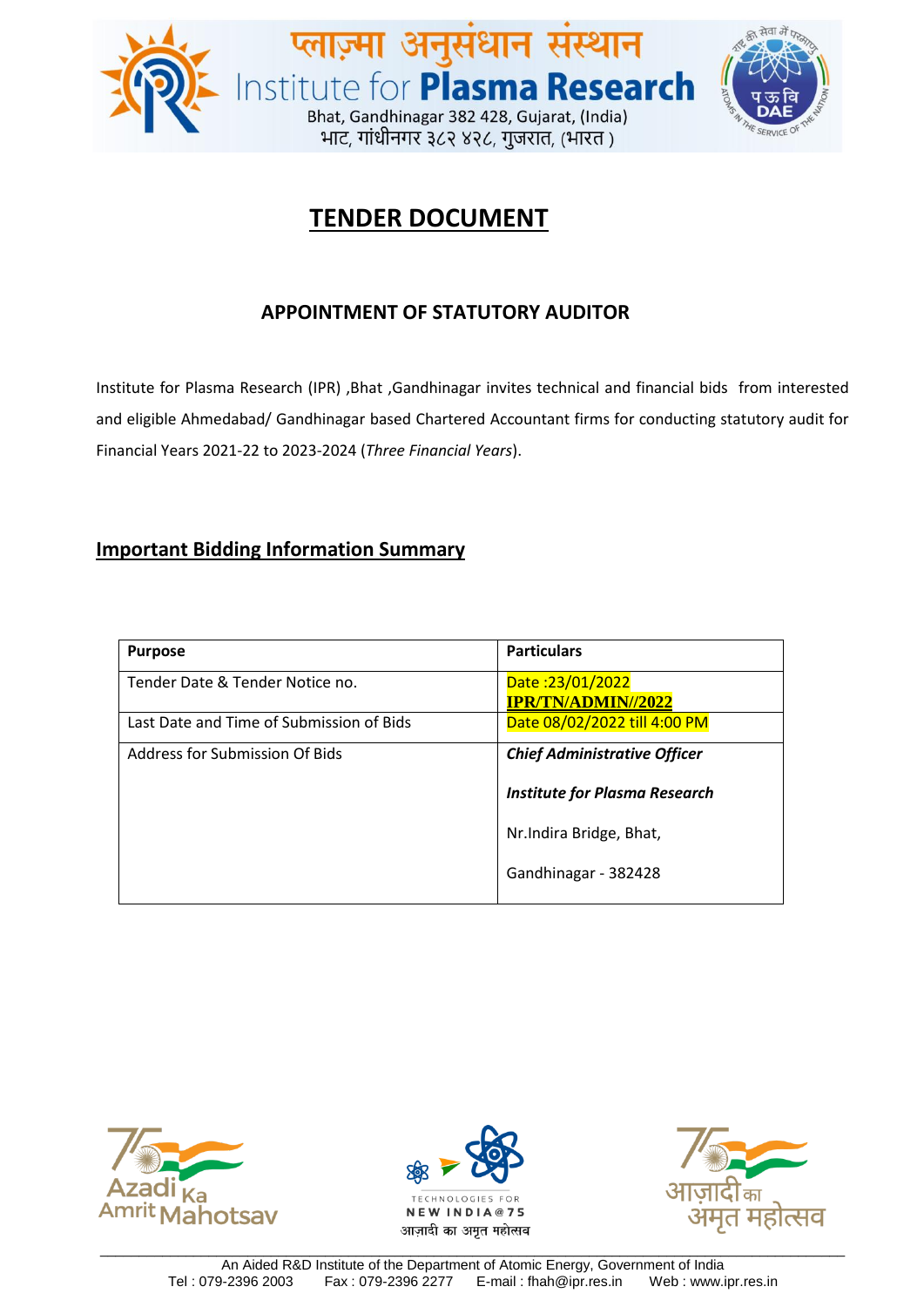# TENDER DOCUMENT

## APPOINTMENT OF STATUTORY AUDITOR

Institute for Plasma Research (IPR) ,Bhat ,Gandhinagar invites technical and financial bids from interested and eligible Ahmedabad/ Gandhinagar based Chartered Accountant firms for conducting statutory audit for Financial Years 2021-22 to 2023-2024 (*Three Financial Years*).

## Important Bidding Information Summary

| Purpose | Particulars |
| --- | --- |
| Tender Date & Tender Notice no. | Date :23/01/2022<br>**IPR/TN/ADMIN//2022** |
| Last Date and Time of Submission of Bids | Date 08/02/2022 till 4:00 PM |
| Address for Submission Of Bids | ***Chief Administrative Officer***<br><br>***Institute for Plasma Research***<br><br>Nr.Indira Bridge, Bhat,<br><br>Gandhinagar - 382428 |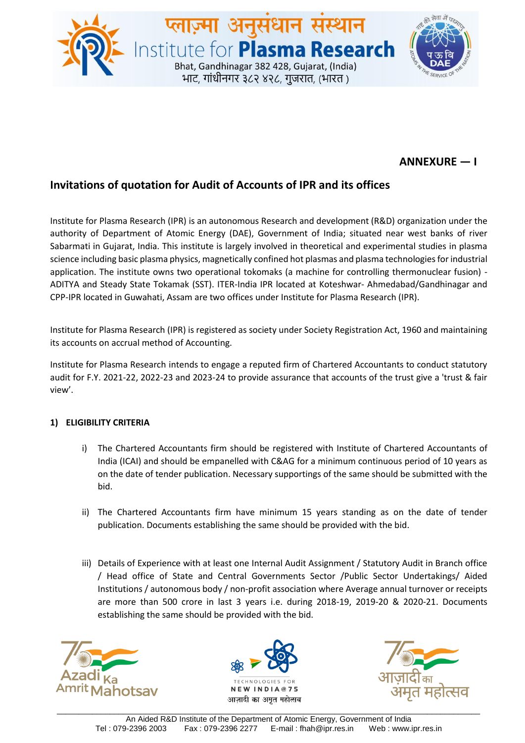**ANNEXURE — I**

## Invitations of quotation for Audit of Accounts of IPR and its offices

Institute for Plasma Research (IPR) is an autonomous Research and development (R&D) organization under the authority of Department of Atomic Energy (DAE), Government of India; situated near west banks of river Sabarmati in Gujarat, India. This institute is largely involved in theoretical and experimental studies in plasma science including basic plasma physics, magnetically confined hot plasmas and plasma technologies for industrial application. The institute owns two operational tokomaks (a machine for controlling thermonuclear fusion) - ADITYA and Steady State Tokamak (SST). ITER-India IPR located at Koteshwar- Ahmedabad/Gandhinagar and CPP-IPR located in Guwahati, Assam are two offices under Institute for Plasma Research (IPR).

Institute for Plasma Research (IPR) is registered as society under Society Registration Act, 1960 and maintaining its accounts on accrual method of Accounting.

Institute for Plasma Research intends to engage a reputed firm of Chartered Accountants to conduct statutory audit for F.Y. 2021-22, 2022-23 and 2023-24 to provide assurance that accounts of the trust give a 'trust & fair view'.

### 1) ELIGIBILITY CRITERIA

i) The Chartered Accountants firm should be registered with Institute of Chartered Accountants of India (ICAI) and should be empanelled with C&AG for a minimum continuous period of 10 years as on the date of tender publication. Necessary supportings of the same should be submitted with the bid.

ii) The Chartered Accountants firm have minimum 15 years standing as on the date of tender publication. Documents establishing the same should be provided with the bid.

iii) Details of Experience with at least one Internal Audit Assignment / Statutory Audit in Branch office / Head office of State and Central Governments Sector /Public Sector Undertakings/ Aided Institutions / autonomous body / non-profit association where Average annual turnover or receipts are more than 500 crore in last 3 years i.e. during 2018-19, 2019-20 & 2020-21. Documents establishing the same should be provided with the bid.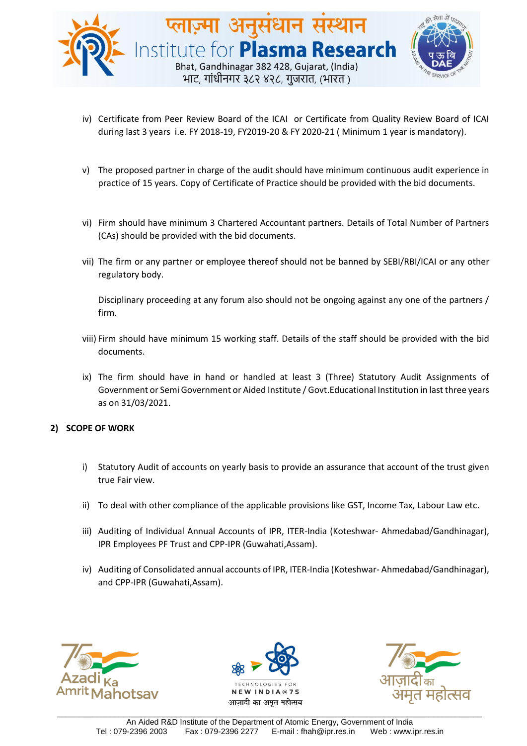iv) Certificate from Peer Review Board of the ICAI or Certificate from Quality Review Board of ICAI during last 3 years i.e. FY 2018-19, FY2019-20 & FY 2020-21 ( Minimum 1 year is mandatory).

v) The proposed partner in charge of the audit should have minimum continuous audit experience in practice of 15 years. Copy of Certificate of Practice should be provided with the bid documents.

vi) Firm should have minimum 3 Chartered Accountant partners. Details of Total Number of Partners (CAs) should be provided with the bid documents.

vii) The firm or any partner or employee thereof should not be banned by SEBI/RBI/ICAI or any other regulatory body.

Disciplinary proceeding at any forum also should not be ongoing against any one of the partners / firm.

viii) Firm should have minimum 15 working staff. Details of the staff should be provided with the bid documents.

ix) The firm should have in hand or handled at least 3 (Three) Statutory Audit Assignments of Government or Semi Government or Aided Institute / Govt.Educational Institution in last three years as on 31/03/2021.

## 2) SCOPE OF WORK

i) Statutory Audit of accounts on yearly basis to provide an assurance that account of the trust given true Fair view.

ii) To deal with other compliance of the applicable provisions like GST, Income Tax, Labour Law etc.

iii) Auditing of Individual Annual Accounts of IPR, ITER-India (Koteshwar- Ahmedabad/Gandhinagar), IPR Employees PF Trust and CPP-IPR (Guwahati,Assam).

iv) Auditing of Consolidated annual accounts of IPR, ITER-India (Koteshwar- Ahmedabad/Gandhinagar), and CPP-IPR (Guwahati,Assam).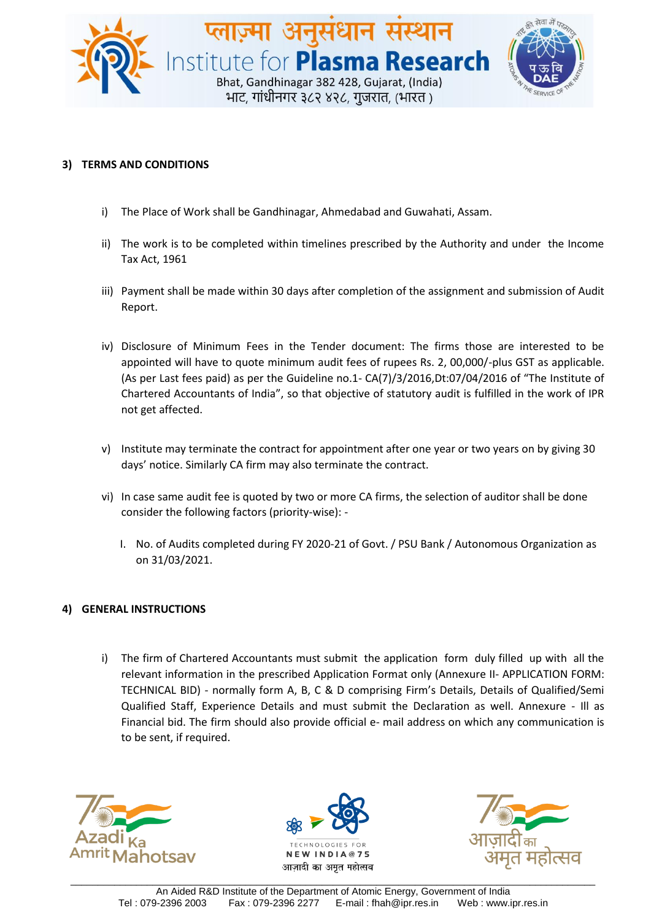## 3) TERMS AND CONDITIONS

i) The Place of Work shall be Gandhinagar, Ahmedabad and Guwahati, Assam.

ii) The work is to be completed within timelines prescribed by the Authority and under the Income Tax Act, 1961

iii) Payment shall be made within 30 days after completion of the assignment and submission of Audit Report.

iv) Disclosure of Minimum Fees in the Tender document: The firms those are interested to be appointed will have to quote minimum audit fees of rupees Rs. 2, 00,000/-plus GST as applicable. (As per Last fees paid) as per the Guideline no.1- CA(7)/3/2016,Dt:07/04/2016 of "The Institute of Chartered Accountants of India", so that objective of statutory audit is fulfilled in the work of IPR not get affected.

v) Institute may terminate the contract for appointment after one year or two years on by giving 30 days' notice. Similarly CA firm may also terminate the contract.

vi) In case same audit fee is quoted by two or more CA firms, the selection of auditor shall be done consider the following factors (priority-wise): -

   I. No. of Audits completed during FY 2020-21 of Govt. / PSU Bank / Autonomous Organization as on 31/03/2021.

## 4) GENERAL INSTRUCTIONS

i) The firm of Chartered Accountants must submit the application form duly filled up with all the relevant information in the prescribed Application Format only (Annexure II- APPLICATION FORM: TECHNICAL BID) - normally form A, B, C & D comprising Firm's Details, Details of Qualified/Semi Qualified Staff, Experience Details and must submit the Declaration as well. Annexure - Ill as Financial bid. The firm should also provide official e- mail address on which any communication is to be sent, if required.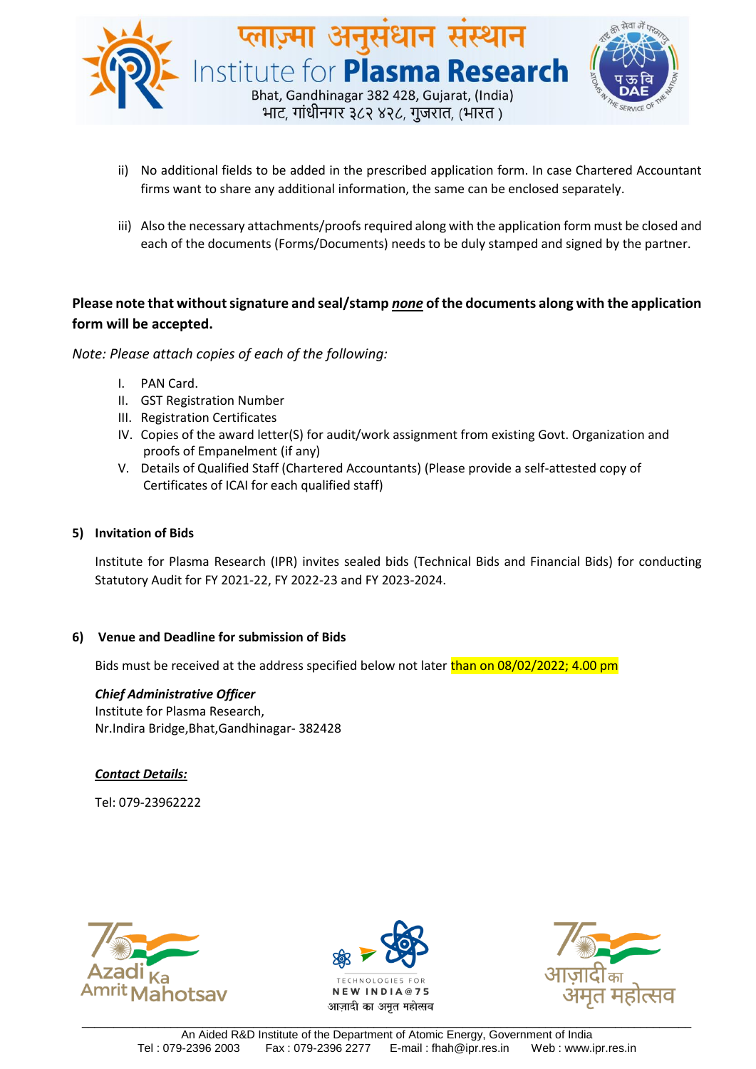ii) No additional fields to be added in the prescribed application form. In case Chartered Accountant firms want to share any additional information, the same can be enclosed separately.

iii) Also the necessary attachments/proofs required along with the application form must be closed and each of the documents (Forms/Documents) needs to be duly stamped and signed by the partner.

**Please note that without signature and seal/stamp *none* of the documents along with the application form will be accepted.**

*Note: Please attach copies of each of the following:*

I. PAN Card.
II. GST Registration Number
III. Registration Certificates
IV. Copies of the award letter(S) for audit/work assignment from existing Govt. Organization and proofs of Empanelment (if any)
V. Details of Qualified Staff (Chartered Accountants) (Please provide a self-attested copy of Certificates of ICAI for each qualified staff)

**5) Invitation of Bids**

Institute for Plasma Research (IPR) invites sealed bids (Technical Bids and Financial Bids) for conducting Statutory Audit for FY 2021-22, FY 2022-23 and FY 2023-2024.

**6) Venue and Deadline for submission of Bids**

Bids must be received at the address specified below not later than on 08/02/2022; 4.00 pm

***Chief Administrative Officer***
Institute for Plasma Research,
Nr.Indira Bridge,Bhat,Gandhinagar- 382428

***Contact Details:***

Tel: 079-23962222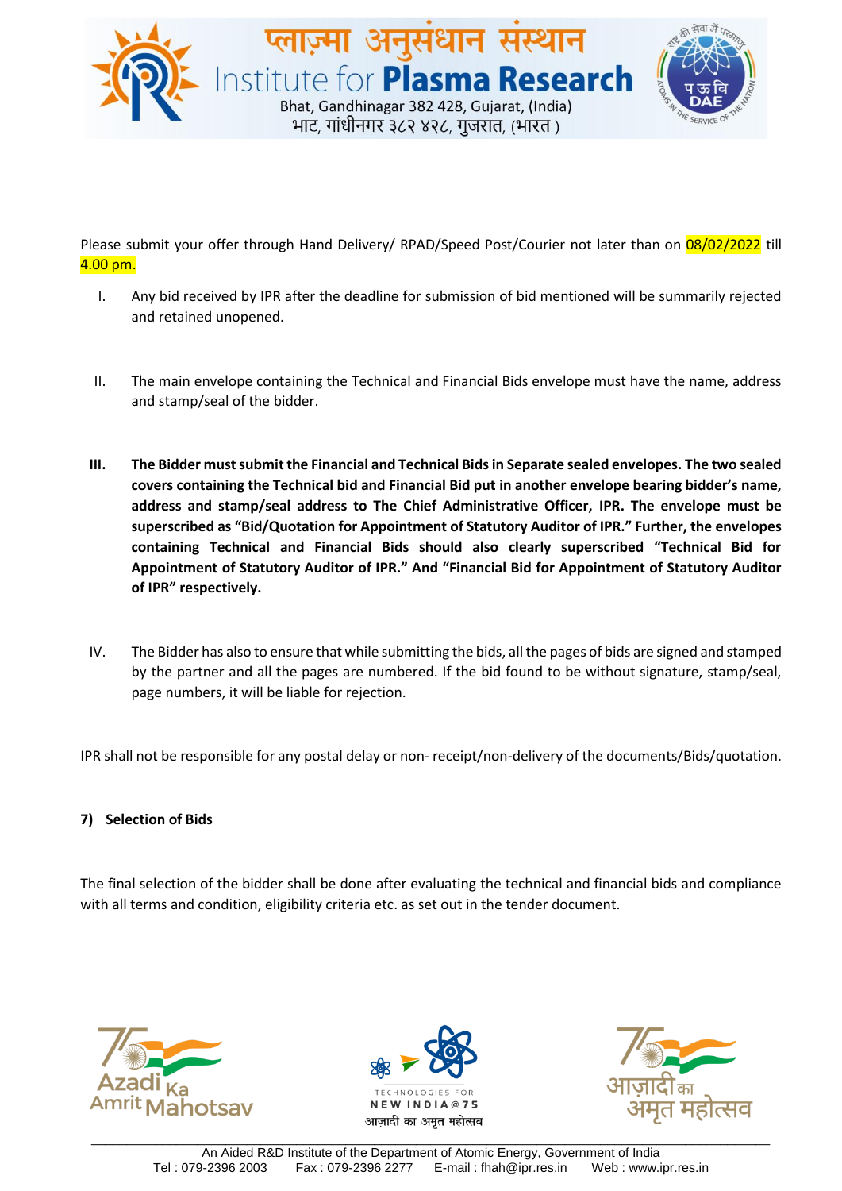Please submit your offer through Hand Delivery/ RPAD/Speed Post/Courier not later than on 08/02/2022 till 4.00 pm.

I. Any bid received by IPR after the deadline for submission of bid mentioned will be summarily rejected and retained unopened.

II. The main envelope containing the Technical and Financial Bids envelope must have the name, address and stamp/seal of the bidder.

**III. The Bidder must submit the Financial and Technical Bids in Separate sealed envelopes. The two sealed covers containing the Technical bid and Financial Bid put in another envelope bearing bidder's name, address and stamp/seal address to The Chief Administrative Officer, IPR. The envelope must be superscribed as "Bid/Quotation for Appointment of Statutory Auditor of IPR." Further, the envelopes containing Technical and Financial Bids should also clearly superscribed "Technical Bid for Appointment of Statutory Auditor of IPR." And "Financial Bid for Appointment of Statutory Auditor of IPR" respectively.**

IV. The Bidder has also to ensure that while submitting the bids, all the pages of bids are signed and stamped by the partner and all the pages are numbered. If the bid found to be without signature, stamp/seal, page numbers, it will be liable for rejection.

IPR shall not be responsible for any postal delay or non- receipt/non-delivery of the documents/Bids/quotation.

**7) Selection of Bids**

The final selection of the bidder shall be done after evaluating the technical and financial bids and compliance with all terms and condition, eligibility criteria etc. as set out in the tender document.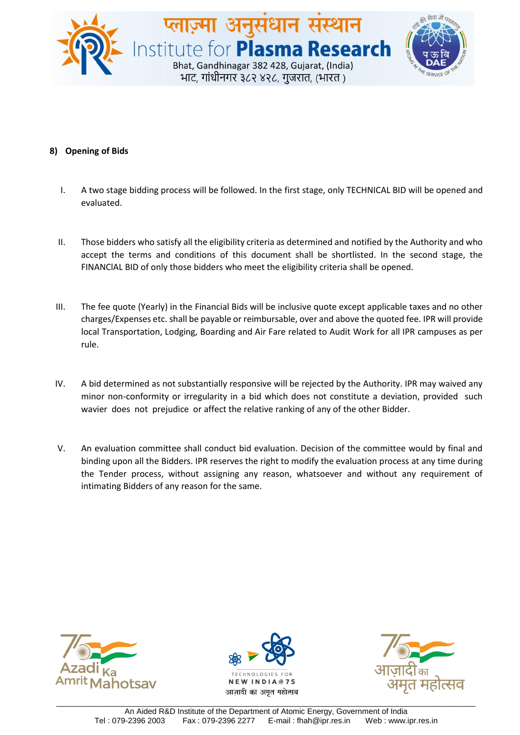## 8) Opening of Bids

I. A two stage bidding process will be followed. In the first stage, only TECHNICAL BID will be opened and evaluated.

II. Those bidders who satisfy all the eligibility criteria as determined and notified by the Authority and who accept the terms and conditions of this document shall be shortlisted. In the second stage, the FINANCIAL BID of only those bidders who meet the eligibility criteria shall be opened.

III. The fee quote (Yearly) in the Financial Bids will be inclusive quote except applicable taxes and no other charges/Expenses etc. shall be payable or reimbursable, over and above the quoted fee. IPR will provide local Transportation, Lodging, Boarding and Air Fare related to Audit Work for all IPR campuses as per rule.

IV. A bid determined as not substantially responsive will be rejected by the Authority. IPR may waived any minor non-conformity or irregularity in a bid which does not constitute a deviation, provided such wavier does not prejudice or affect the relative ranking of any of the other Bidder.

V. An evaluation committee shall conduct bid evaluation. Decision of the committee would by final and binding upon all the Bidders. IPR reserves the right to modify the evaluation process at any time during the Tender process, without assigning any reason, whatsoever and without any requirement of intimating Bidders of any reason for the same.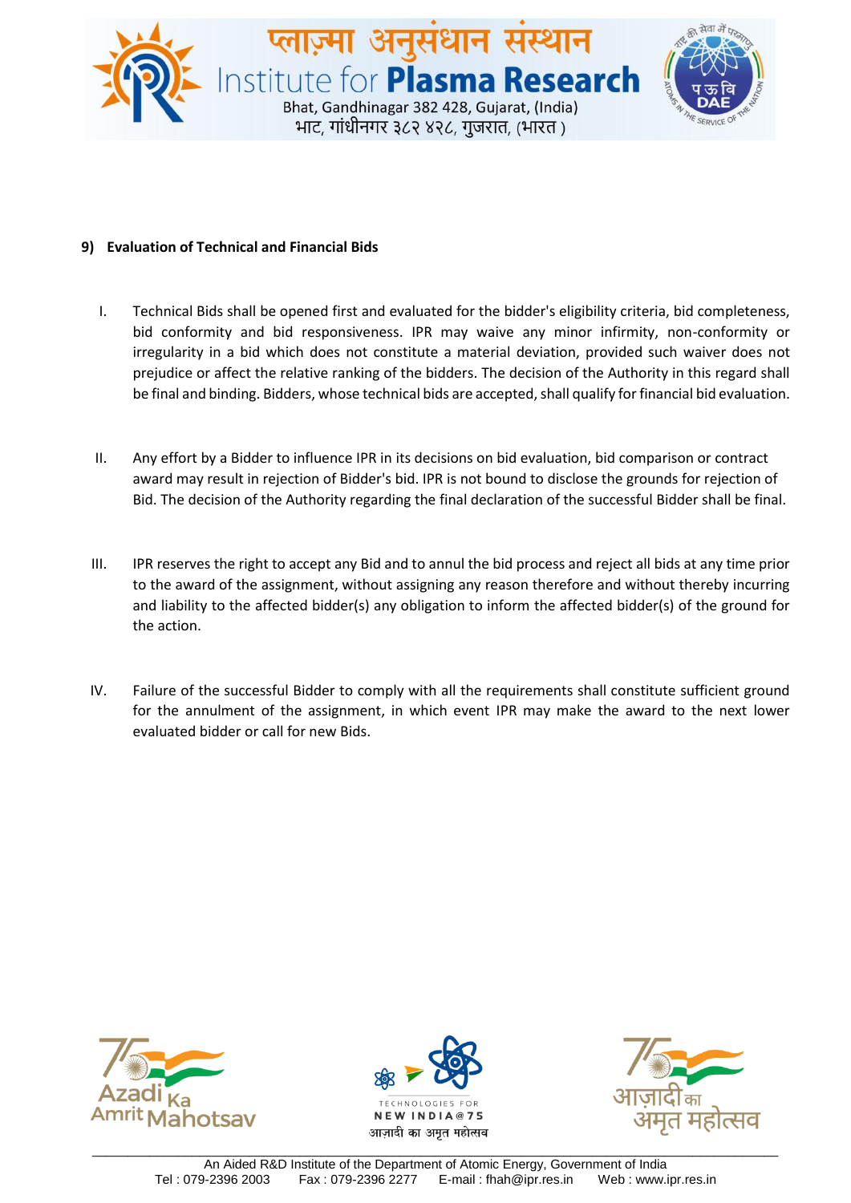## 9) Evaluation of Technical and Financial Bids

I. Technical Bids shall be opened first and evaluated for the bidder's eligibility criteria, bid completeness, bid conformity and bid responsiveness. IPR may waive any minor infirmity, non-conformity or irregularity in a bid which does not constitute a material deviation, provided such waiver does not prejudice or affect the relative ranking of the bidders. The decision of the Authority in this regard shall be final and binding. Bidders, whose technical bids are accepted, shall qualify for financial bid evaluation.

II. Any effort by a Bidder to influence IPR in its decisions on bid evaluation, bid comparison or contract award may result in rejection of Bidder's bid. IPR is not bound to disclose the grounds for rejection of Bid. The decision of the Authority regarding the final declaration of the successful Bidder shall be final.

III. IPR reserves the right to accept any Bid and to annul the bid process and reject all bids at any time prior to the award of the assignment, without assigning any reason therefore and without thereby incurring and liability to the affected bidder(s) any obligation to inform the affected bidder(s) of the ground for the action.

IV. Failure of the successful Bidder to comply with all the requirements shall constitute sufficient ground for the annulment of the assignment, in which event IPR may make the award to the next lower evaluated bidder or call for new Bids.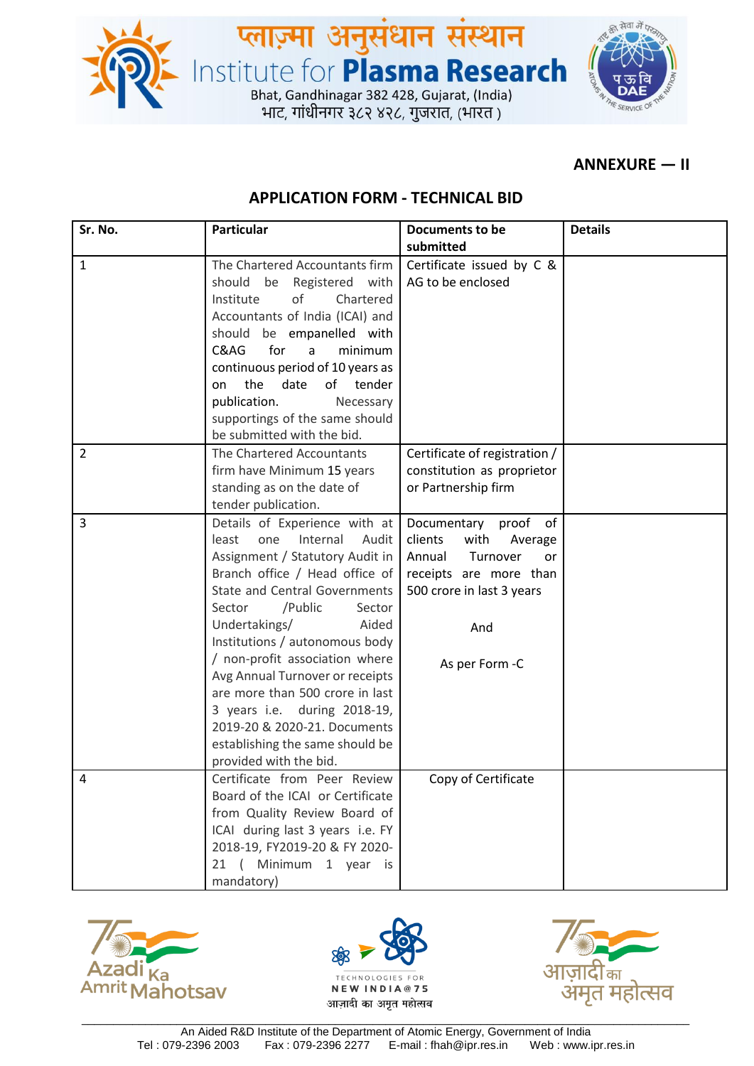**ANNEXURE — II**

## APPLICATION FORM - TECHNICAL BID

| Sr. No. | Particular | Documents to be submitted | Details |
|---|---|---|---|
| 1 | The Chartered Accountants firm should be Registered with Institute of Chartered Accountants of India (ICAI) and should be empanelled with C&AG for a minimum continuous period of 10 years as on the date of tender publication. Necessary supportings of the same should be submitted with the bid. | Certificate issued by C & AG to be enclosed | |
| 2 | The Chartered Accountants firm have Minimum 15 years standing as on the date of tender publication. | Certificate of registration / constitution as proprietor or Partnership firm | |
| 3 | Details of Experience with at least one Internal Audit Assignment / Statutory Audit in Branch office / Head office of State and Central Governments Sector /Public Sector Undertakings/ Aided Institutions / autonomous body / non-profit association where Avg Annual Turnover or receipts are more than 500 crore in last 3 years i.e. during 2018-19, 2019-20 & 2020-21. Documents establishing the same should be provided with the bid. | Documentary proof of clients with Average Annual Turnover or receipts are more than 500 crore in last 3 years<br><br>And<br><br>As per Form -C | |
| 4 | Certificate from Peer Review Board of the ICAI or Certificate from Quality Review Board of ICAI during last 3 years i.e. FY 2018-19, FY2019-20 & FY 2020-21 ( Minimum 1 year is mandatory) | Copy of Certificate | |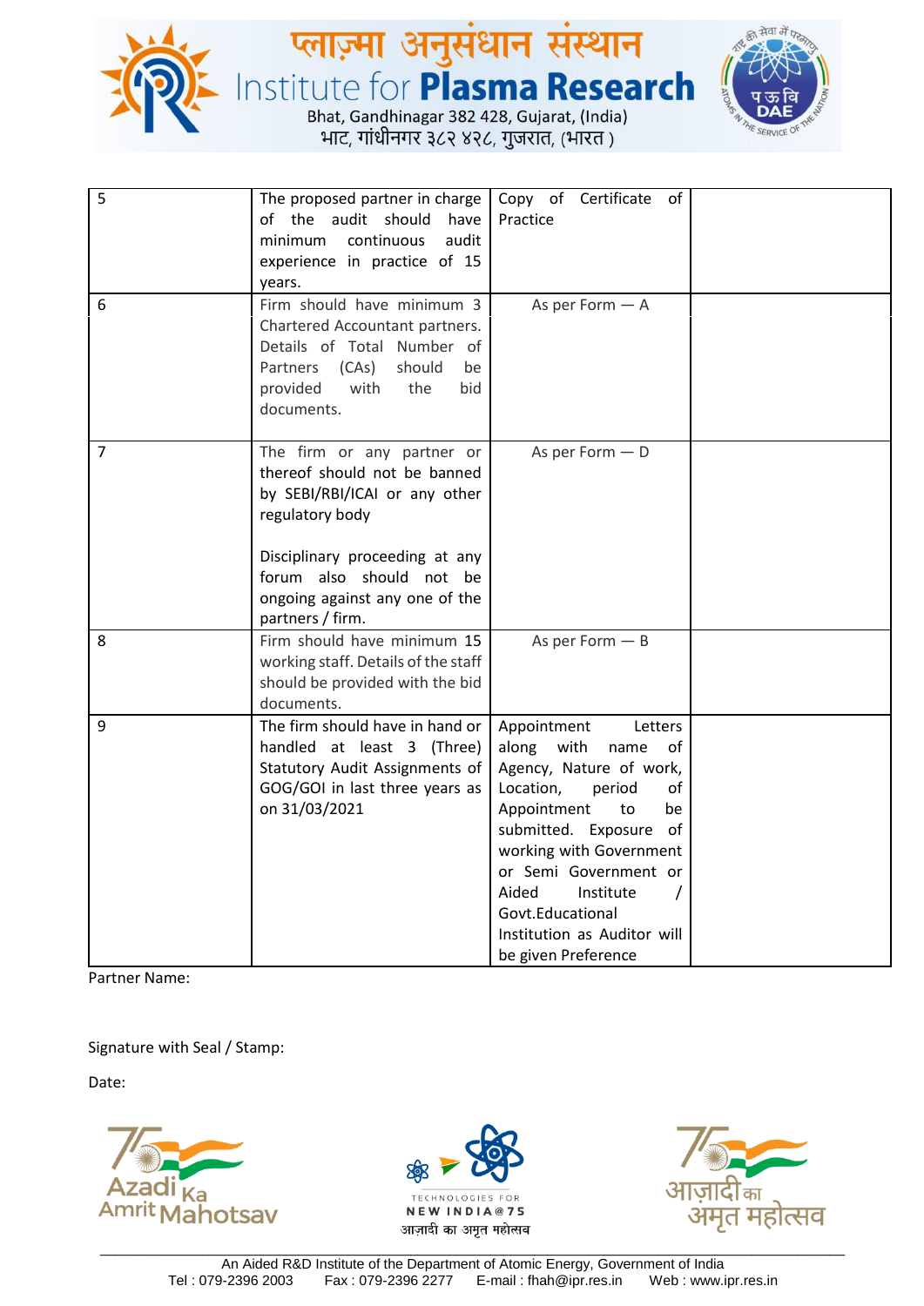| 5 | The proposed partner in charge of the audit should have minimum continuous audit experience in practice of 15 years. | Copy of Certificate of Practice | |
|---|---|---|---|
| 6 | Firm should have minimum 3 Chartered Accountant partners. Details of Total Number of Partners (CAs) should be provided with the bid documents. | As per Form — A | |
| 7 | The firm or any partner or thereof should not be banned by SEBI/RBI/ICAI or any other regulatory body<br><br>Disciplinary proceeding at any forum also should not be ongoing against any one of the partners / firm. | As per Form — D | |
| 8 | Firm should have minimum 15 working staff. Details of the staff should be provided with the bid documents. | As per Form — B | |
| 9 | The firm should have in hand or handled at least 3 (Three) Statutory Audit Assignments of GOG/GOI in last three years as on 31/03/2021 | Appointment Letters along with name of Agency, Nature of work, Location, period of Appointment to be submitted. Exposure of working with Government or Semi Government or Aided Institute / Govt.Educational Institution as Auditor will be given Preference | |

Partner Name:

Signature with Seal / Stamp:

Date: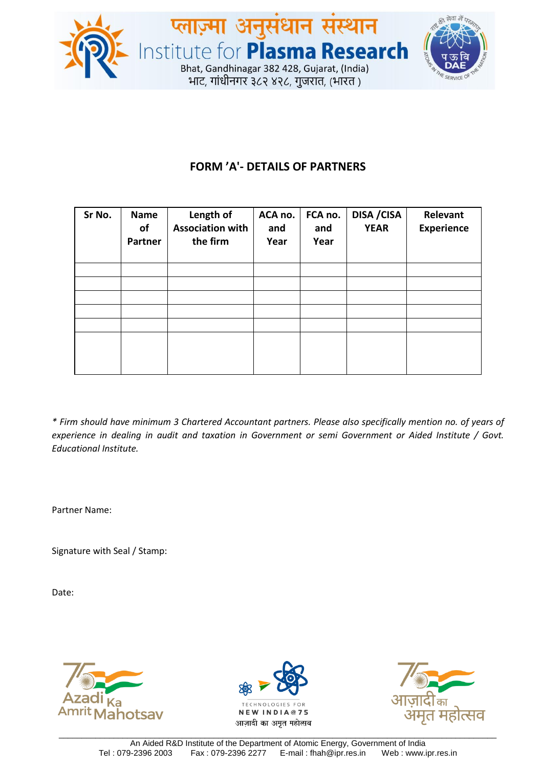## FORM 'A'- DETAILS OF PARTNERS

| Sr No. | Name of Partner | Length of Association with the firm | ACA no. and Year | FCA no. and Year | DISA /CISA YEAR | Relevant Experience |
|---|---|---|---|---|---|---|
| | | | | | | |
| | | | | | | |
| | | | | | | |
| | | | | | | |
| | | | | | | |
| | | | | | | |

*\* Firm should have minimum 3 Chartered Accountant partners. Please also specifically mention no. of years of experience in dealing in audit and taxation in Government or semi Government or Aided Institute / Govt. Educational Institute.*

Partner Name:

Signature with Seal / Stamp:

Date: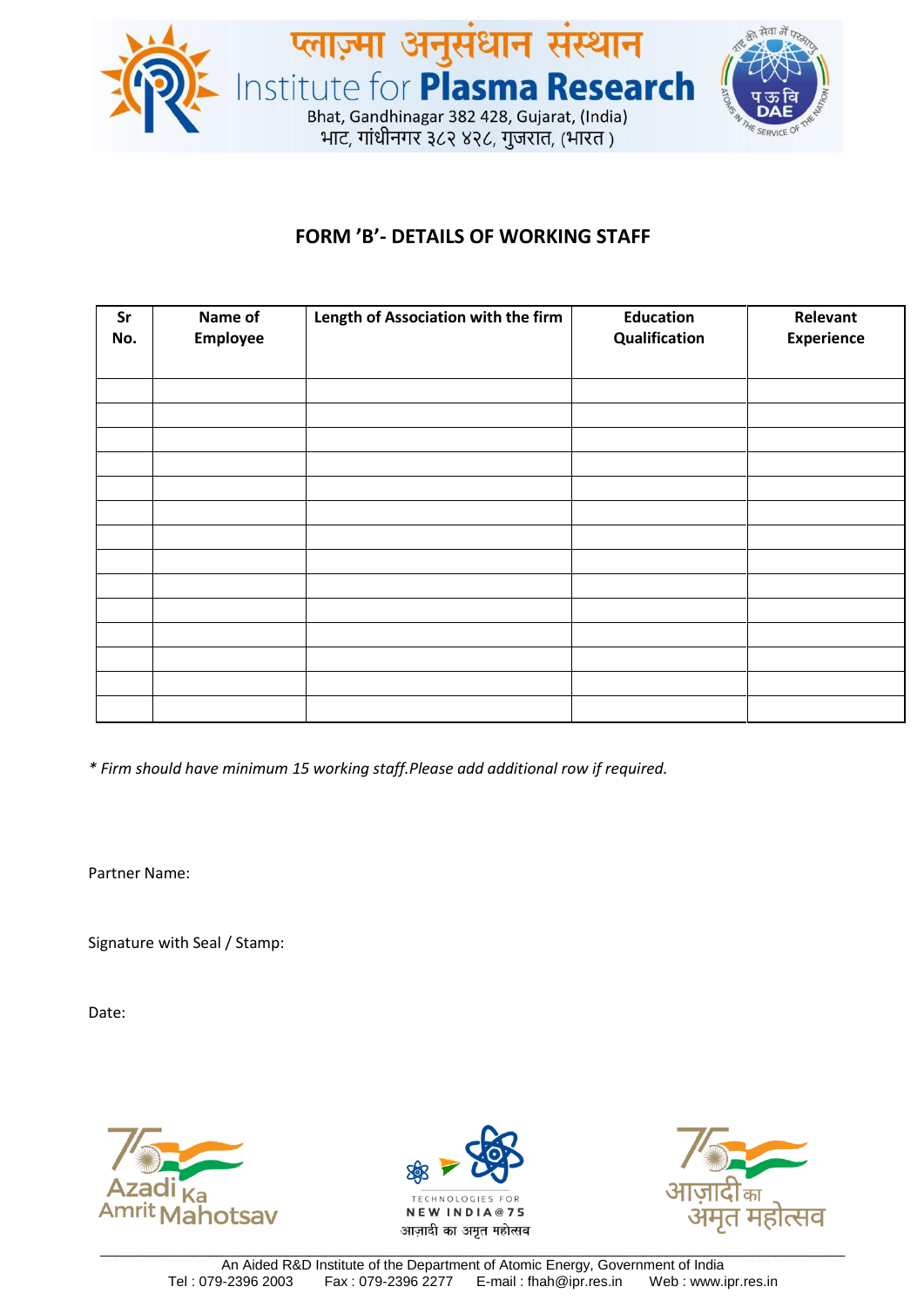## FORM 'B'- DETAILS OF WORKING STAFF

| Sr No. | Name of Employee | Length of Association with the firm | Education Qualification | Relevant Experience |
|---|---|---|---|---|
| | | | | |
| | | | | |
| | | | | |
| | | | | |
| | | | | |
| | | | | |
| | | | | |
| | | | | |
| | | | | |
| | | | | |
| | | | | |
| | | | | |
| | | | | |
| | | | | |

*\* Firm should have minimum 15 working staff.Please add additional row if required.*

Partner Name:

Signature with Seal / Stamp:

Date: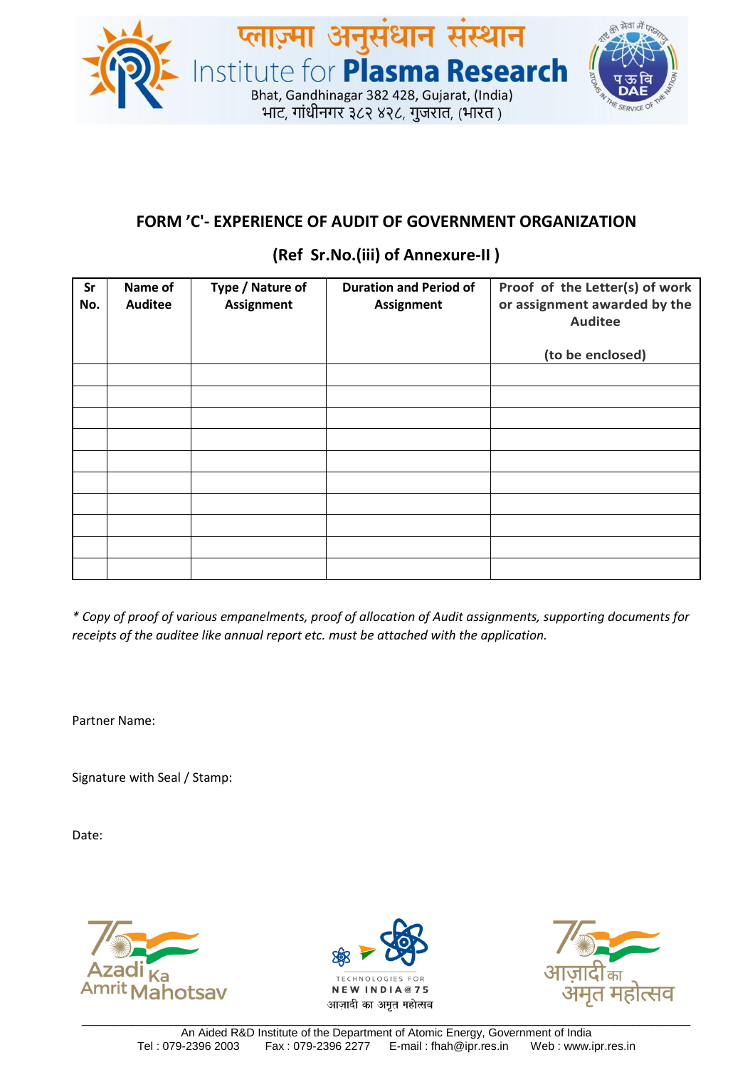## FORM 'C'- EXPERIENCE OF AUDIT OF GOVERNMENT ORGANIZATION

### (Ref Sr.No.(iii) of Annexure-II )

| Sr No. | Name of Auditee | Type / Nature of Assignment | Duration and Period of Assignment | Proof of the Letter(s) of work or assignment awarded by the Auditee (to be enclosed) |
|---|---|---|---|---|
| | | | | |
| | | | | |
| | | | | |
| | | | | |
| | | | | |
| | | | | |
| | | | | |
| | | | | |
| | | | | |
| | | | | |

*\* Copy of proof of various empanelments, proof of allocation of Audit assignments, supporting documents for receipts of the auditee like annual report etc. must be attached with the application.*

Partner Name:

Signature with Seal / Stamp:

Date: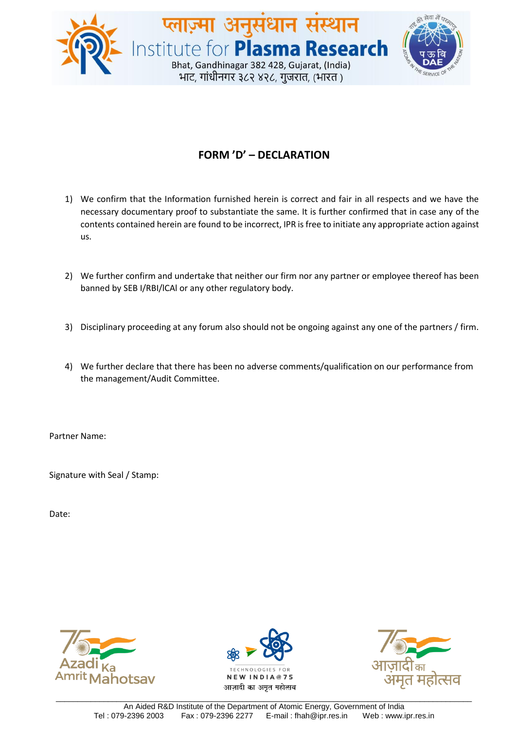## FORM 'D' – DECLARATION

1) We confirm that the Information furnished herein is correct and fair in all respects and we have the necessary documentary proof to substantiate the same. It is further confirmed that in case any of the contents contained herein are found to be incorrect, IPR is free to initiate any appropriate action against us.

2) We further confirm and undertake that neither our firm nor any partner or employee thereof has been banned by SEB I/RBI/ICAI or any other regulatory body.

3) Disciplinary proceeding at any forum also should not be ongoing against any one of the partners / firm.

4) We further declare that there has been no adverse comments/qualification on our performance from the management/Audit Committee.

Partner Name:

Signature with Seal / Stamp:

Date: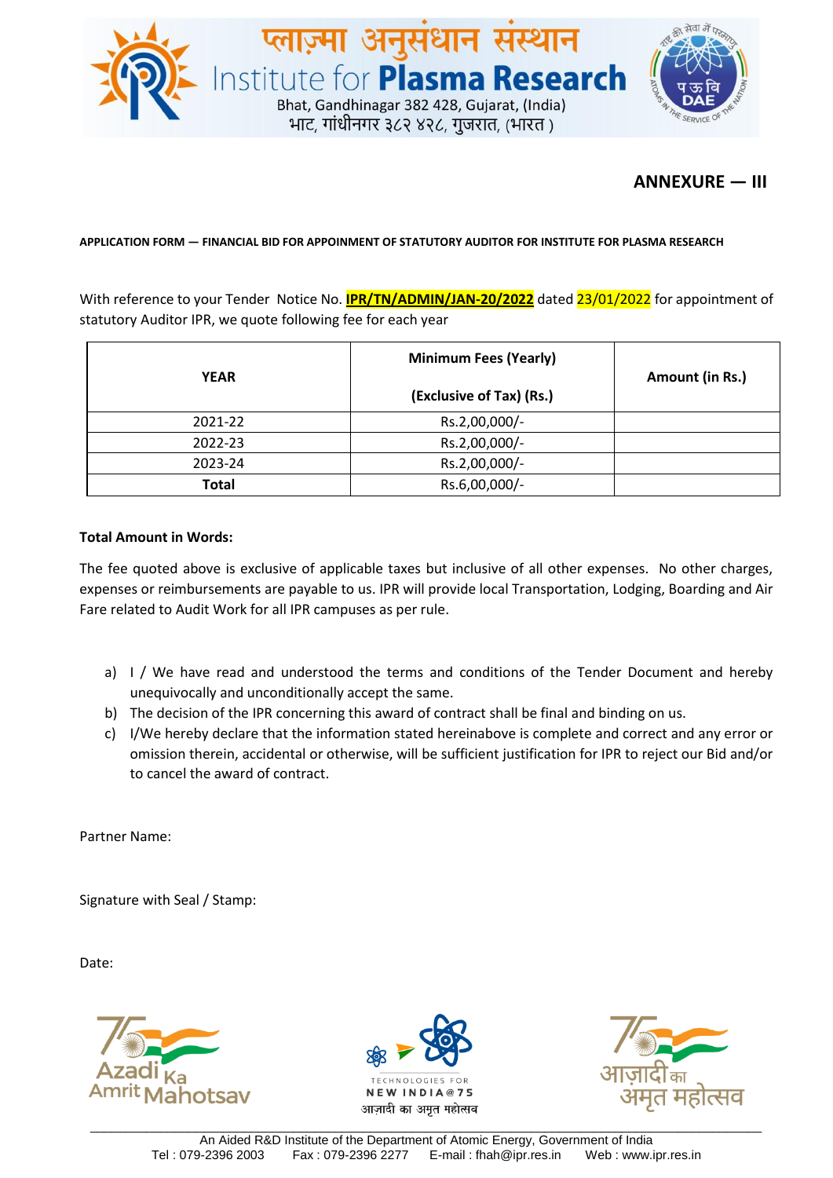# ANNEXURE — III

**APPLICATION FORM — FINANCIAL BID FOR APPOINMENT OF STATUTORY AUDITOR FOR INSTITUTE FOR PLASMA RESEARCH**

With reference to your Tender Notice No. **IPR/TN/ADMIN/JAN-20/2022** dated 23/01/2022 for appointment of statutory Auditor IPR, we quote following fee for each year

| YEAR | Minimum Fees (Yearly) (Exclusive of Tax) (Rs.) | Amount (in Rs.) |
|---|---|---|
| 2021-22 | Rs.2,00,000/- | |
| 2022-23 | Rs.2,00,000/- | |
| 2023-24 | Rs.2,00,000/- | |
| **Total** | Rs.6,00,000/- | |

**Total Amount in Words:**

The fee quoted above is exclusive of applicable taxes but inclusive of all other expenses. No other charges, expenses or reimbursements are payable to us. IPR will provide local Transportation, Lodging, Boarding and Air Fare related to Audit Work for all IPR campuses as per rule.

a) I / We have read and understood the terms and conditions of the Tender Document and hereby unequivocally and unconditionally accept the same.
b) The decision of the IPR concerning this award of contract shall be final and binding on us.
c) I/We hereby declare that the information stated hereinabove is complete and correct and any error or omission therein, accidental or otherwise, will be sufficient justification for IPR to reject our Bid and/or to cancel the award of contract.

Partner Name:

Signature with Seal / Stamp:

Date: